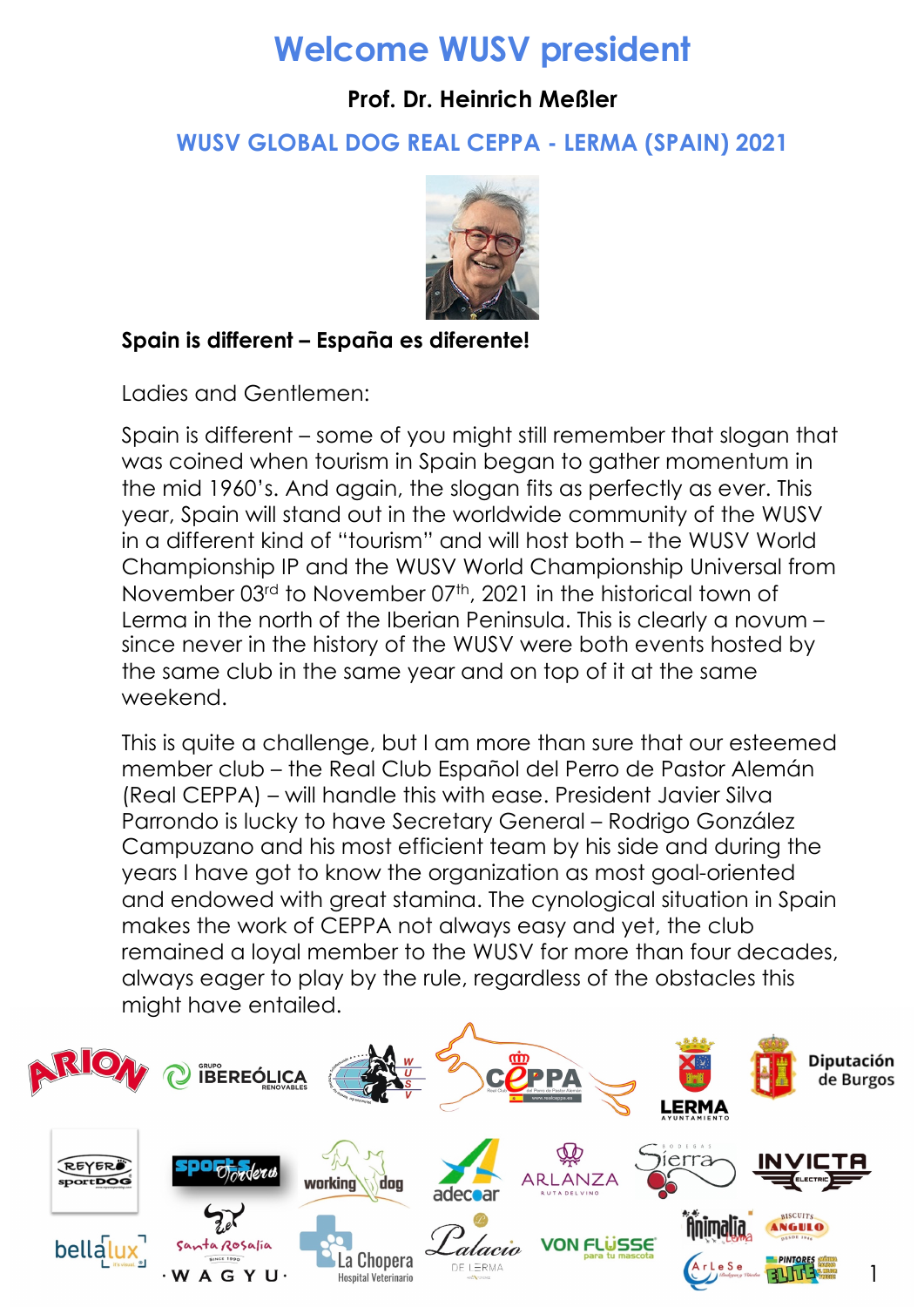# Welcome WUSV president

**Prof. Dr. Heinrich Meßler**

## WUSV GLOBAL DOG REAL CEPPA - LERMA (SPAIN) 2021

**Spain is different – España es diferente!**

Ladies and Gentlemen:

Spain is different – some of you might still remember that slogan that was coined when tourism in Spain began to gather momentum in the mid 1960's. And again, the slogan fits as perfectly as ever. This year, Spain will stand out in the worldwide community of the WUSV in a different kind of "tourism" and will host both – the WUSV World Championship IP and the WUSV World Championship Universal from November 03rd to November 07th, 2021 in the historical town of Lerma in the north of the Iberian Peninsula. This is clearly a novum – since never in the history of the WUSV were both events hosted by the same club in the same year and on top of it at the same weekend.

This is quite a challenge, but I am more than sure that our esteemed member club – the Real Club Español del Perro de Pastor Alemán (Real CEPPA) – will handle this with ease. President Javier Silva Parrondo is lucky to have Secretary General – Rodrigo González Campuzano and his most efficient team by his side and during the years I have got to know the organization as most goal-oriented and endowed with great stamina. The cynological situation in Spain makes the work of CEPPA not always easy and yet, the club remained a loyal member to the WUSV for more than four decades, always eager to play by the rule, regardless of the obstacles this might have entailed.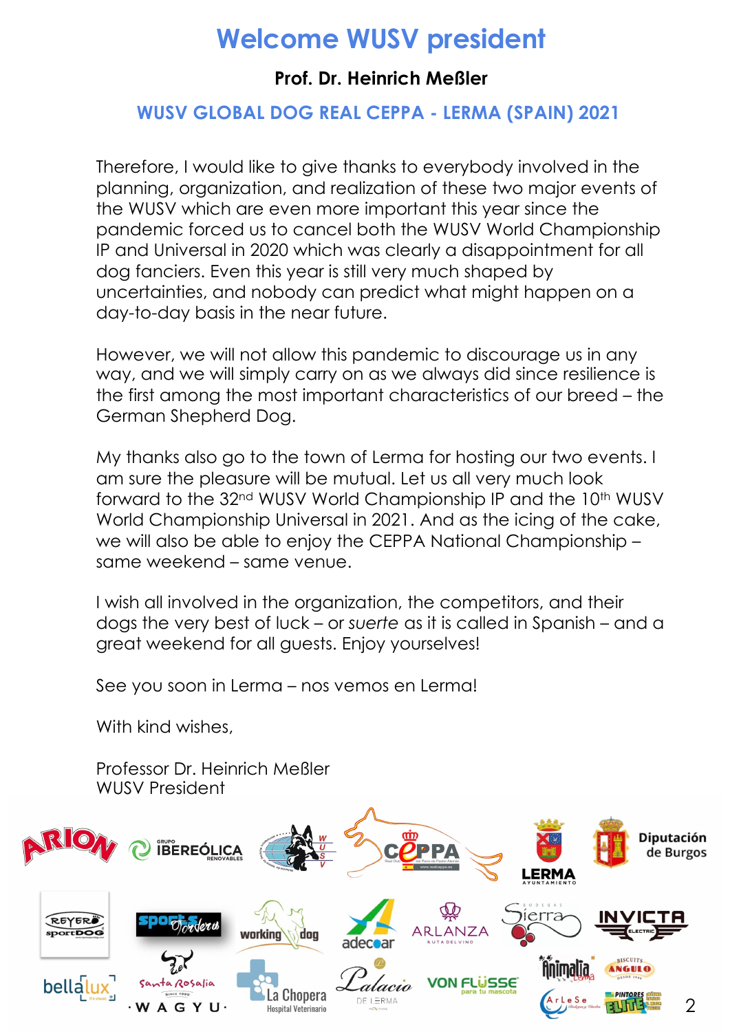# Welcome WUSV president

**Prof. Dr. Heinrich Meßler**

## WUSV GLOBAL DOG REAL CEPPA - LERMA (SPAIN) 2021

Therefore, I would like to give thanks to everybody involved in the planning, organization, and realization of these two major events of the WUSV which are even more important this year since the pandemic forced us to cancel both the WUSV World Championship IP and Universal in 2020 which was clearly a disappointment for all dog fanciers. Even this year is still very much shaped by uncertainties, and nobody can predict what might happen on a day-to-day basis in the near future.

However, we will not allow this pandemic to discourage us in any way, and we will simply carry on as we always did since resilience is the first among the most important characteristics of our breed – the German Shepherd Dog.

My thanks also go to the town of Lerma for hosting our two events. I am sure the pleasure will be mutual. Let us all very much look forward to the 32nd WUSV World Championship IP and the 10th WUSV World Championship Universal in 2021. And as the icing of the cake, we will also be able to enjoy the CEPPA National Championship – same weekend – same venue.

I wish all involved in the organization, the competitors, and their dogs the very best of luck – or *suerte* as it is called in Spanish – and a great weekend for all guests. Enjoy yourselves!

See you soon in Lerma – nos vemos en Lerma!

With kind wishes,

Professor Dr. Heinrich Meßler
WUSV President